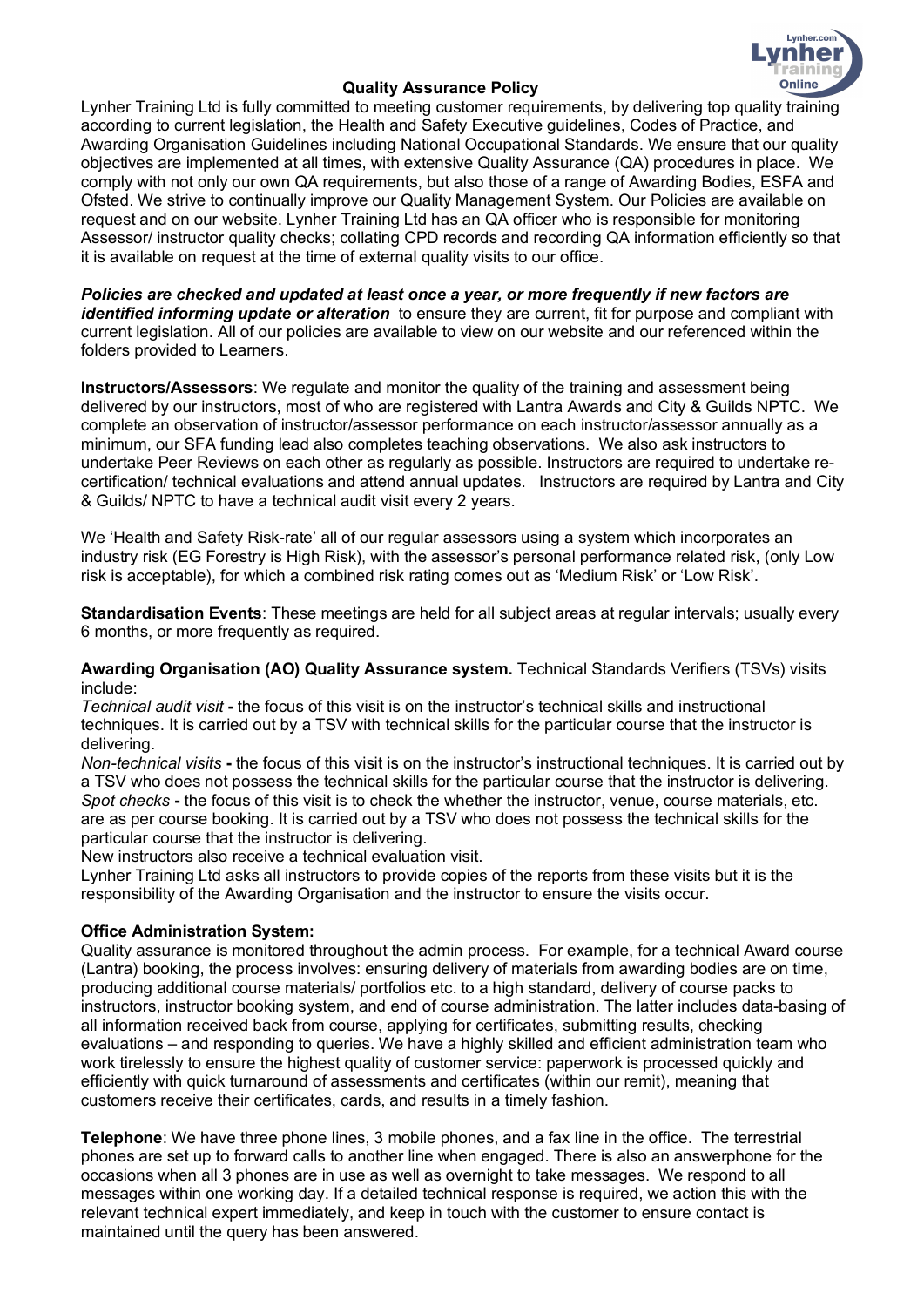# Quality Assurance Policy

Lynher Training Ltd is fully committed to meeting customer requirements, by delivering top quality training according to current legislation, the Health and Safety Executive guidelines, Codes of Practice, and Awarding Organisation Guidelines including National Occupational Standards. We ensure that our quality objectives are implemented at all times, with extensive Quality Assurance (QA) procedures in place. We comply with not only our own QA requirements, but also those of a range of Awarding Bodies, ESFA and Ofsted. We strive to continually improve our Quality Management System. Our Policies are available on request and on our website. Lynher Training Ltd has an QA officer who is responsible for monitoring Assessor/ instructor quality checks; collating CPD records and recording QA information efficiently so that it is available on request at the time of external quality visits to our office.

***Policies are checked and updated at least once a year, or more frequently if new factors are identified informing update or alteration*** to ensure they are current, fit for purpose and compliant with current legislation. All of our policies are available to view on our website and our referenced within the folders provided to Learners.

**Instructors/Assessors**: We regulate and monitor the quality of the training and assessment being delivered by our instructors, most of who are registered with Lantra Awards and City & Guilds NPTC. We complete an observation of instructor/assessor performance on each instructor/assessor annually as a minimum, our SFA funding lead also completes teaching observations. We also ask instructors to undertake Peer Reviews on each other as regularly as possible. Instructors are required to undertake re-certification/ technical evaluations and attend annual updates. Instructors are required by Lantra and City & Guilds/ NPTC to have a technical audit visit every 2 years.

We 'Health and Safety Risk-rate' all of our regular assessors using a system which incorporates an industry risk (EG Forestry is High Risk), with the assessor's personal performance related risk, (only Low risk is acceptable), for which a combined risk rating comes out as 'Medium Risk' or 'Low Risk'.

**Standardisation Events**: These meetings are held for all subject areas at regular intervals; usually every 6 months, or more frequently as required.

**Awarding Organisation (AO) Quality Assurance system.** Technical Standards Verifiers (TSVs) visits include:

*Technical audit visit* **-** the focus of this visit is on the instructor's technical skills and instructional techniques. It is carried out by a TSV with technical skills for the particular course that the instructor is delivering.

*Non-technical visits* **-** the focus of this visit is on the instructor's instructional techniques. It is carried out by a TSV who does not possess the technical skills for the particular course that the instructor is delivering.

*Spot checks* **-** the focus of this visit is to check the whether the instructor, venue, course materials, etc. are as per course booking. It is carried out by a TSV who does not possess the technical skills for the particular course that the instructor is delivering.

New instructors also receive a technical evaluation visit.

Lynher Training Ltd asks all instructors to provide copies of the reports from these visits but it is the responsibility of the Awarding Organisation and the instructor to ensure the visits occur.

**Office Administration System:**

Quality assurance is monitored throughout the admin process. For example, for a technical Award course (Lantra) booking, the process involves: ensuring delivery of materials from awarding bodies are on time, producing additional course materials/ portfolios etc. to a high standard, delivery of course packs to instructors, instructor booking system, and end of course administration. The latter includes data-basing of all information received back from course, applying for certificates, submitting results, checking evaluations – and responding to queries. We have a highly skilled and efficient administration team who work tirelessly to ensure the highest quality of customer service: paperwork is processed quickly and efficiently with quick turnaround of assessments and certificates (within our remit), meaning that customers receive their certificates, cards, and results in a timely fashion.

**Telephone**: We have three phone lines, 3 mobile phones, and a fax line in the office. The terrestrial phones are set up to forward calls to another line when engaged. There is also an answerphone for the occasions when all 3 phones are in use as well as overnight to take messages. We respond to all messages within one working day. If a detailed technical response is required, we action this with the relevant technical expert immediately, and keep in touch with the customer to ensure contact is maintained until the query has been answered.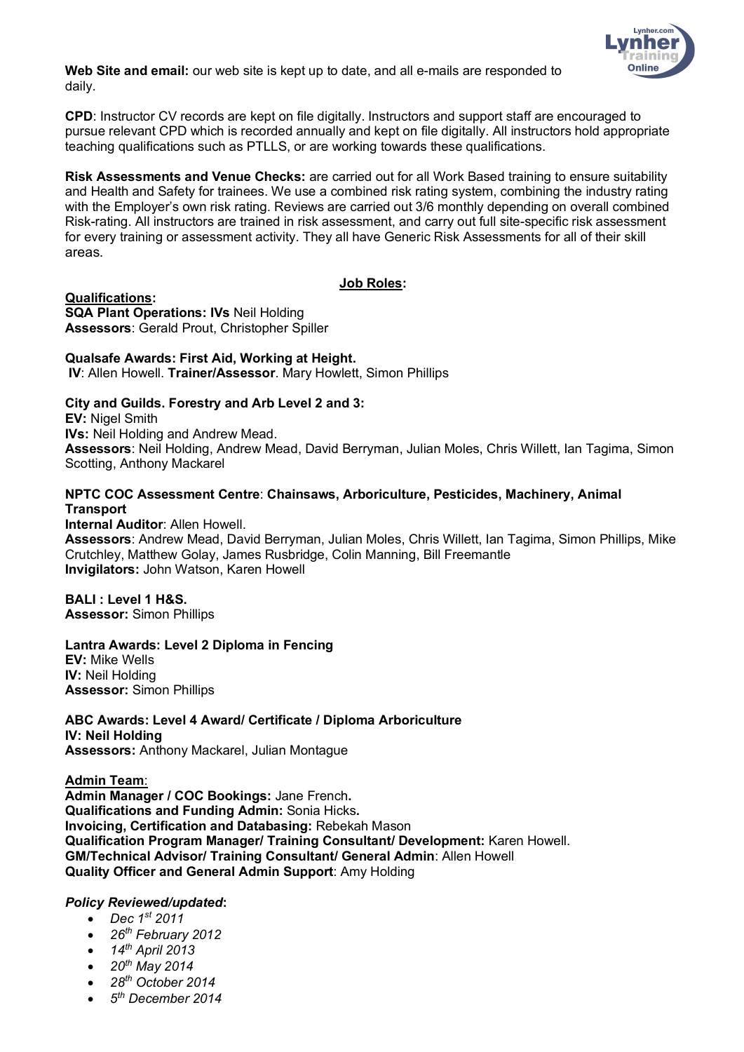**Web Site and email:** our web site is kept up to date, and all e-mails are responded to daily.

**CPD**: Instructor CV records are kept on file digitally. Instructors and support staff are encouraged to pursue relevant CPD which is recorded annually and kept on file digitally. All instructors hold appropriate teaching qualifications such as PTLLS, or are working towards these qualifications.

**Risk Assessments and Venue Checks:** are carried out for all Work Based training to ensure suitability and Health and Safety for trainees. We use a combined risk rating system, combining the industry rating with the Employer's own risk rating. Reviews are carried out 3/6 monthly depending on overall combined Risk-rating. All instructors are trained in risk assessment, and carry out full site-specific risk assessment for every training or assessment activity. They all have Generic Risk Assessments for all of their skill areas.

## <u>Job Roles</u>:

**<u>Qualifications</u>:**
**SQA Plant Operations: IVs** Neil Holding
**Assessors**: Gerald Prout, Christopher Spiller

**Qualsafe Awards: First Aid, Working at Height.**
**IV**: Allen Howell. **Trainer/Assessor**. Mary Howlett, Simon Phillips

**City and Guilds. Forestry and Arb Level 2 and 3:**
**EV:** Nigel Smith
**IVs:** Neil Holding and Andrew Mead.
**Assessors**: Neil Holding, Andrew Mead, David Berryman, Julian Moles, Chris Willett, Ian Tagima, Simon Scotting, Anthony Mackarel

**NPTC COC Assessment Centre**: **Chainsaws, Arboriculture, Pesticides, Machinery, Animal Transport**
**Internal Auditor**: Allen Howell.
**Assessors**: Andrew Mead, David Berryman, Julian Moles, Chris Willett, Ian Tagima, Simon Phillips, Mike Crutchley, Matthew Golay, James Rusbridge, Colin Manning, Bill Freemantle
**Invigilators:** John Watson, Karen Howell

**BALI : Level 1 H&S.**
**Assessor:** Simon Phillips

**Lantra Awards: Level 2 Diploma in Fencing**
**EV:** Mike Wells
**IV:** Neil Holding
**Assessor:** Simon Phillips

**ABC Awards: Level 4 Award/ Certificate / Diploma Arboriculture**
**IV: Neil Holding**
**Assessors:** Anthony Mackarel, Julian Montague

**<u>Admin Team</u>:**
**Admin Manager / COC Bookings:** Jane French**.**
**Qualifications and Funding Admin:** Sonia Hicks**.**
**Invoicing, Certification and Databasing:** Rebekah Mason
**Qualification Program Manager/ Training Consultant/ Development:** Karen Howell.
**GM/Technical Advisor/ Training Consultant/ General Admin**: Allen Howell
**Quality Officer and General Admin Support**: Amy Holding

***Policy Reviewed/updated*:**

- *Dec 1st 2011*
- *26th February 2012*
- *14th April 2013*
- *20th May 2014*
- *28th October 2014*
- *5th December 2014*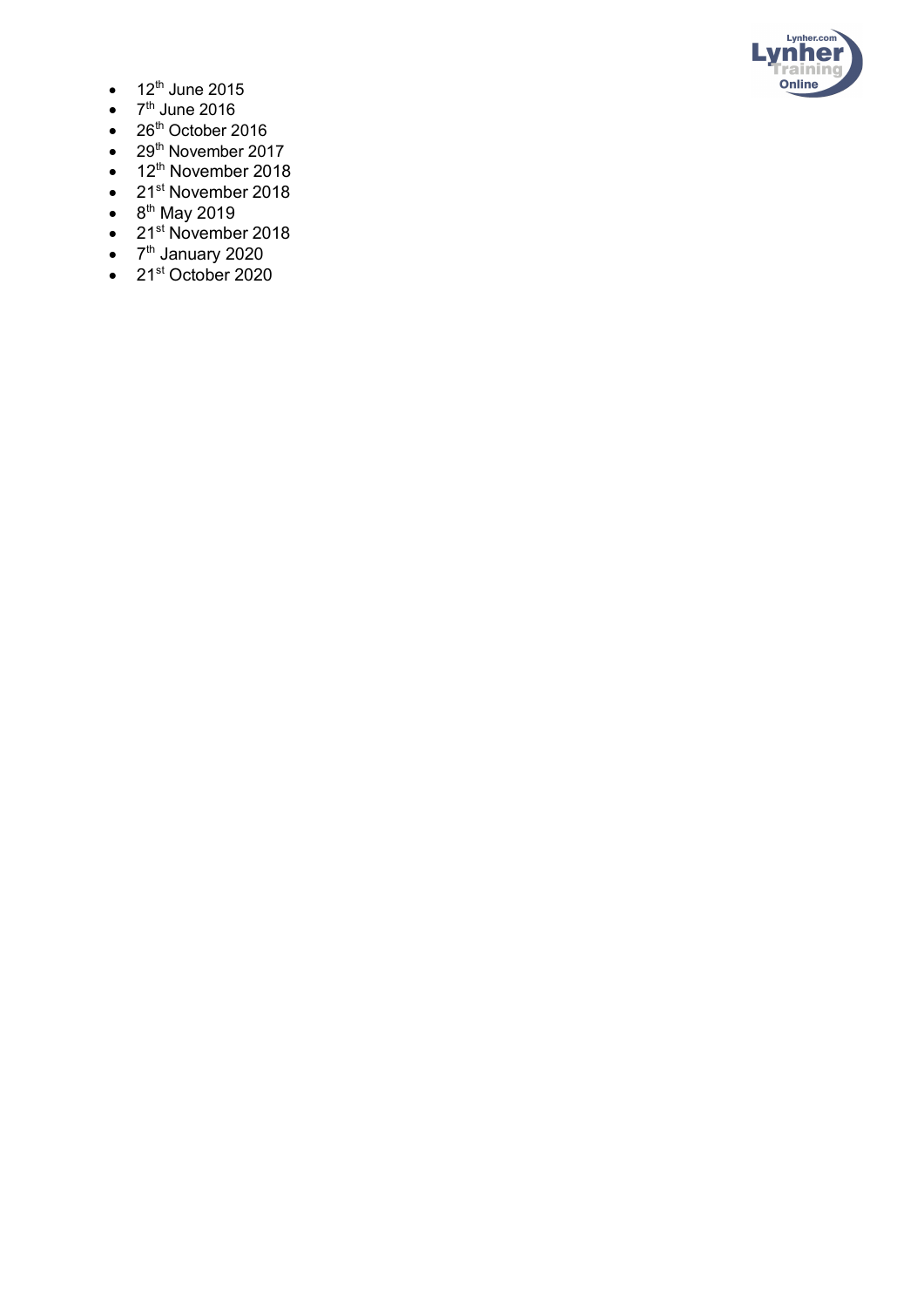- 12th June 2015
- 7th June 2016
- 26th October 2016
- 29th November 2017
- 12th November 2018
- 21st November 2018
- 8th May 2019
- 21st November 2018
- 7th January 2020
- 21st October 2020